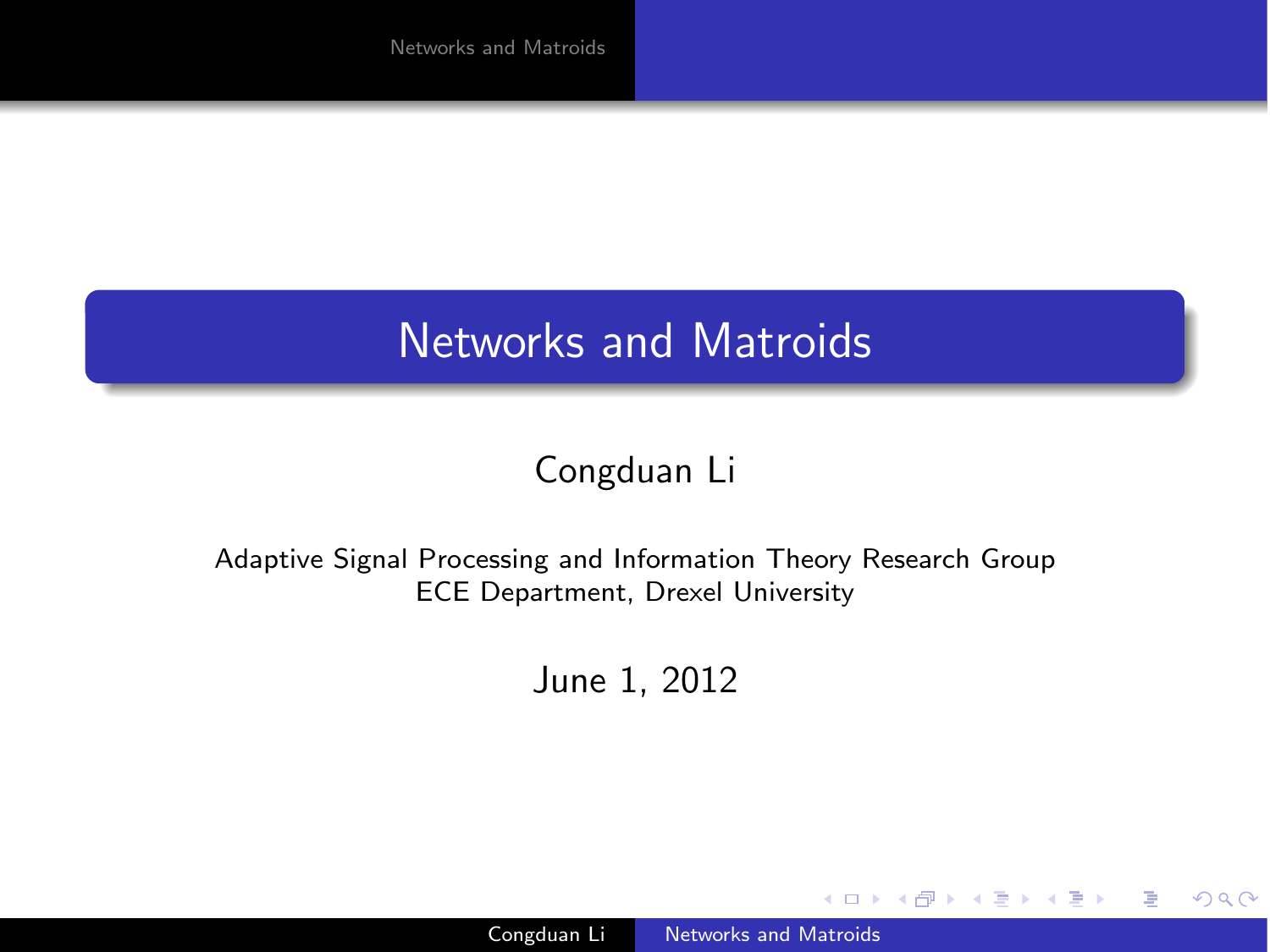# Networks and Matroids

Congduan Li

Adaptive Signal Processing and Information Theory Research Group
ECE Department, Drexel University

June 1, 2012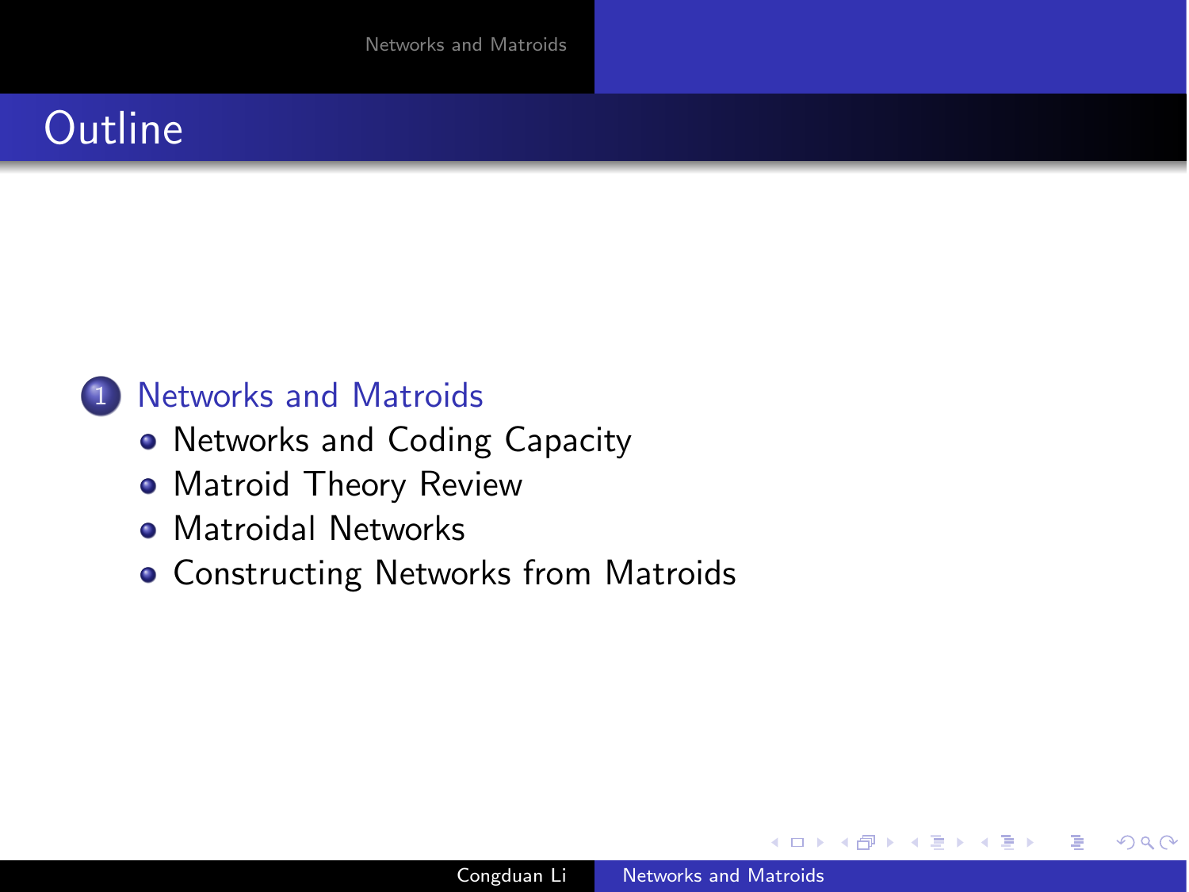# Outline

1. Networks and Matroids
   - Networks and Coding Capacity
   - Matroid Theory Review
   - Matroidal Networks
   - Constructing Networks from Matroids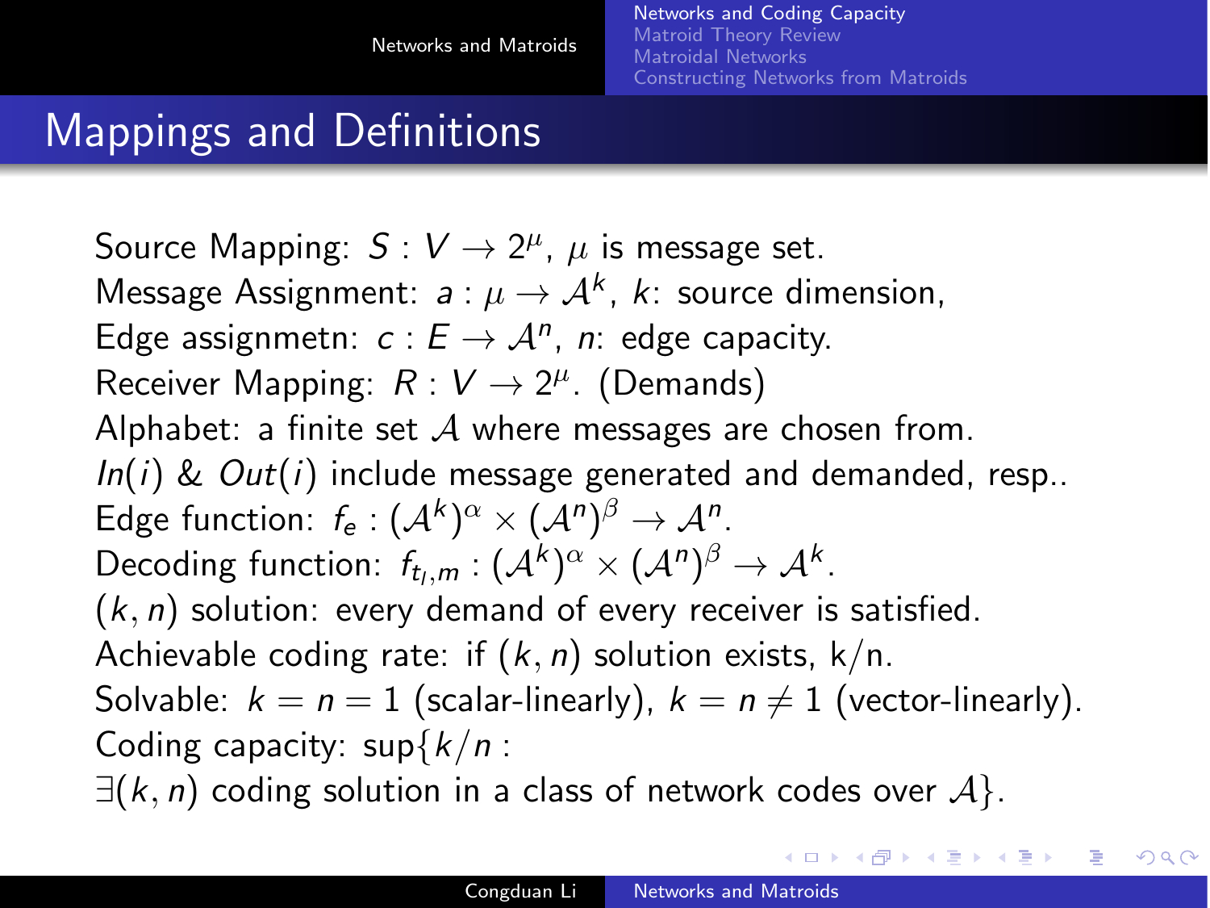# Mappings and Definitions

Source Mapping: $S : V \rightarrow 2^{\mu}$, $\mu$ is message set.
Message Assignment: $a : \mu \rightarrow \mathcal{A}^k$, $k$: source dimension,
Edge assignmetn: $c : E \rightarrow \mathcal{A}^n$, $n$: edge capacity.
Receiver Mapping: $R : V \rightarrow 2^{\mu}$. (Demands)
Alphabet: a finite set $\mathcal{A}$ where messages are chosen from.
$In(i)$ & $Out(i)$ include message generated and demanded, resp..
Edge function: $f_e : (\mathcal{A}^k)^{\alpha} \times (\mathcal{A}^n)^{\beta} \rightarrow \mathcal{A}^n$.
Decoding function: $f_{t_l,m} : (\mathcal{A}^k)^{\alpha} \times (\mathcal{A}^n)^{\beta} \rightarrow \mathcal{A}^k$.
$(k, n)$ solution: every demand of every receiver is satisfied.
Achievable coding rate: if $(k, n)$ solution exists, k/n.
Solvable: $k = n = 1$ (scalar-linearly), $k = n \neq 1$ (vector-linearly).
Coding capacity: $\sup\{k/n :$
$\exists (k, n)$ coding solution in a class of network codes over $\mathcal{A}\}$.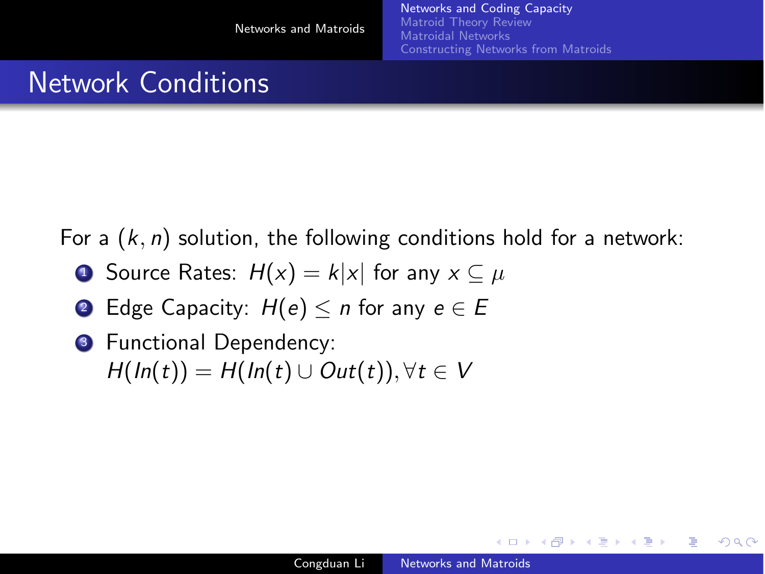## Network Conditions

For a $(k, n)$ solution, the following conditions hold for a network:

1. Source Rates: $H(x) = k|x|$ for any $x \subseteq \mu$
2. Edge Capacity: $H(e) \leq n$ for any $e \in E$
3. Functional Dependency: $H(In(t)) = H(In(t) \cup Out(t)), \forall t \in V$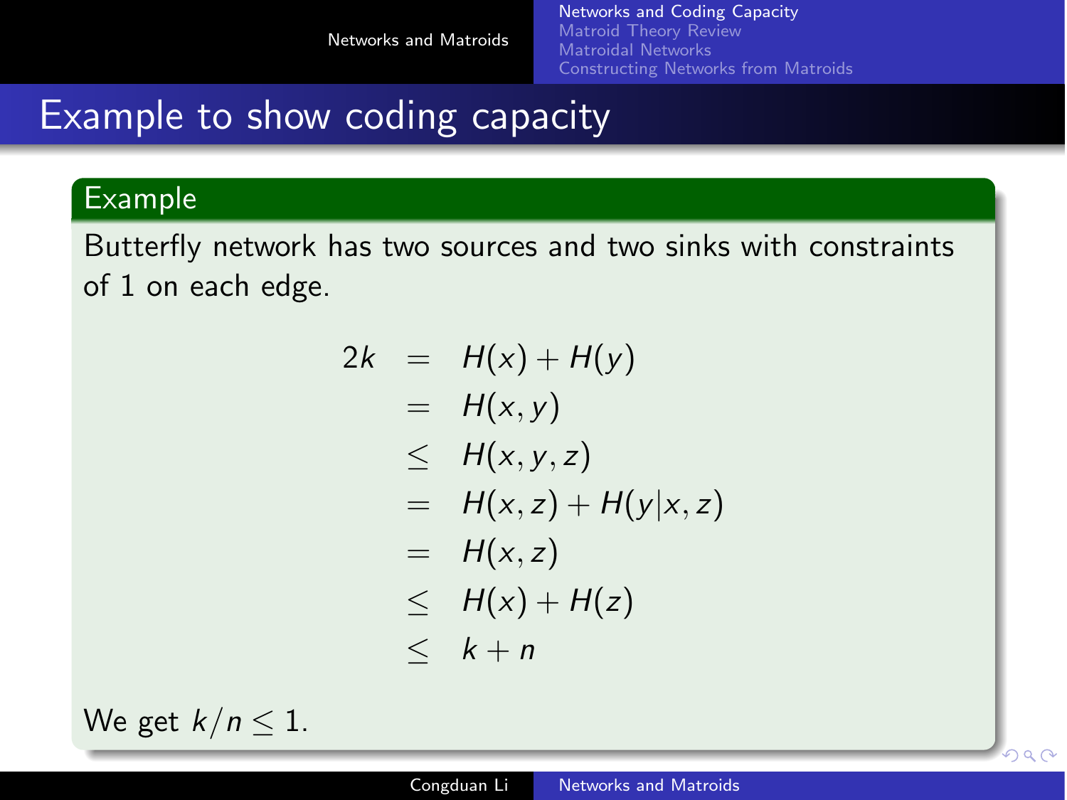# Example to show coding capacity

**Example**

Butterfly network has two sources and two sinks with constraints of 1 on each edge.

$$
\begin{aligned}
2k &= H(x) + H(y) \\
&= H(x, y) \\
&\leq H(x, y, z) \\
&= H(x, z) + H(y|x, z) \\
&= H(x, z) \\
&\leq H(x) + H(z) \\
&\leq k + n
\end{aligned}
$$

We get $k/n \leq 1$.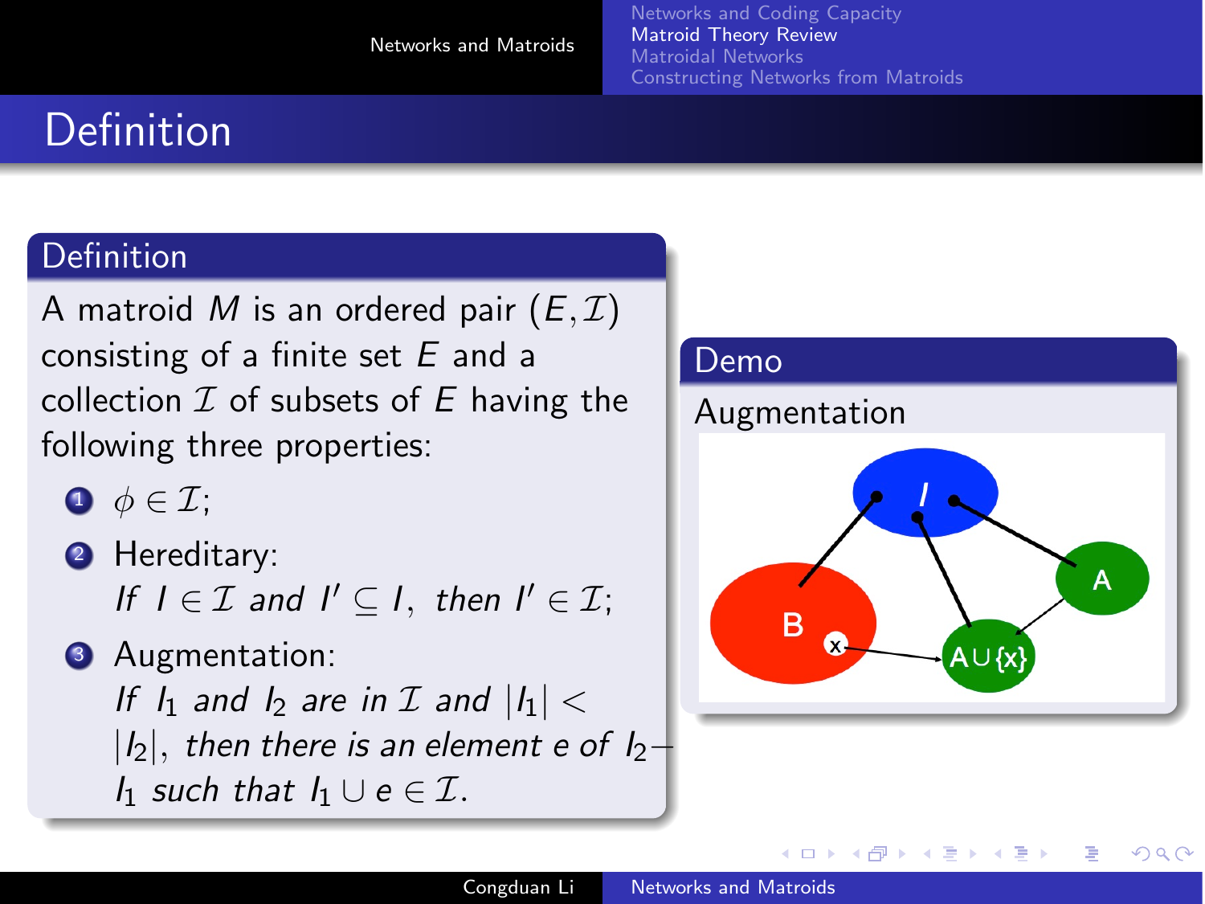# Definition

## Definition

A matroid $M$ is an ordered pair $(E, \mathcal{I})$ consisting of a finite set $E$ and a collection $\mathcal{I}$ of subsets of $E$ having the following three properties:

1. $\phi \in \mathcal{I}$;
2. Hereditary:
   *If* $I \in \mathcal{I}$ *and* $I' \subseteq I$, *then* $I' \in \mathcal{I}$;
3. Augmentation:
   *If* $I_1$ *and* $I_2$ *are in* $\mathcal{I}$ *and* $|I_1| < |I_2|$, *then there is an element* $e$ *of* $I_2 - I_1$ *such that* $I_1 \cup e \in \mathcal{I}$.

## Demo

Augmentation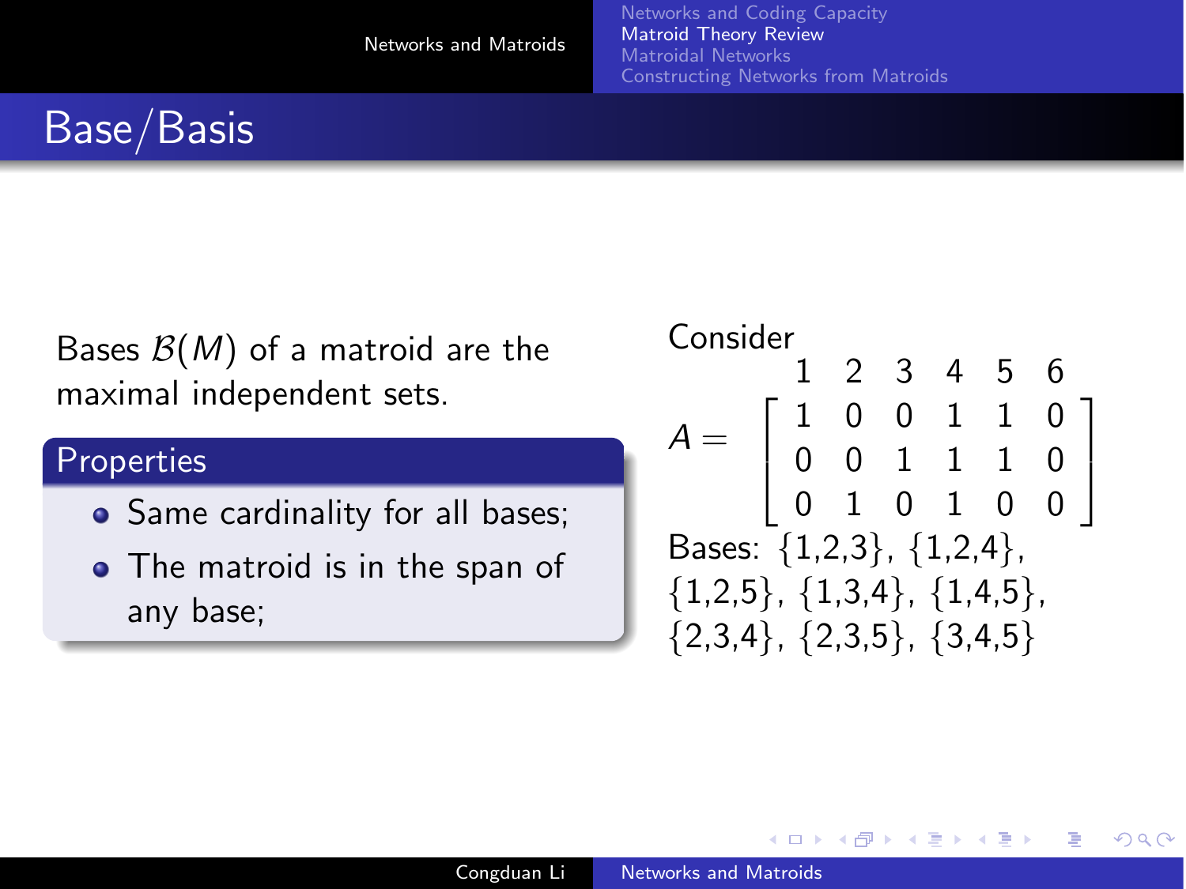# Base/Basis

Bases $\mathcal{B}(M)$ of a matroid are the maximal independent sets.

**Properties**

- Same cardinality for all bases;
- The matroid is in the span of any base;

Consider

$$A = \begin{array}{c} \\ \\ \\ \\ \end{array}\begin{array}{cccccc} 1 & 2 & 3 & 4 & 5 & 6 \end{array}$$

$$A = \begin{bmatrix} 1 & 0 & 0 & 1 & 1 & 0 \\ 0 & 0 & 1 & 1 & 1 & 0 \\ 0 & 1 & 0 & 1 & 0 & 0 \end{bmatrix}$$

(columns labeled 1, 2, 3, 4, 5, 6)

Bases: {1,2,3}, {1,2,4}, {1,2,5}, {1,3,4}, {1,4,5}, {2,3,4}, {2,3,5}, {3,4,5}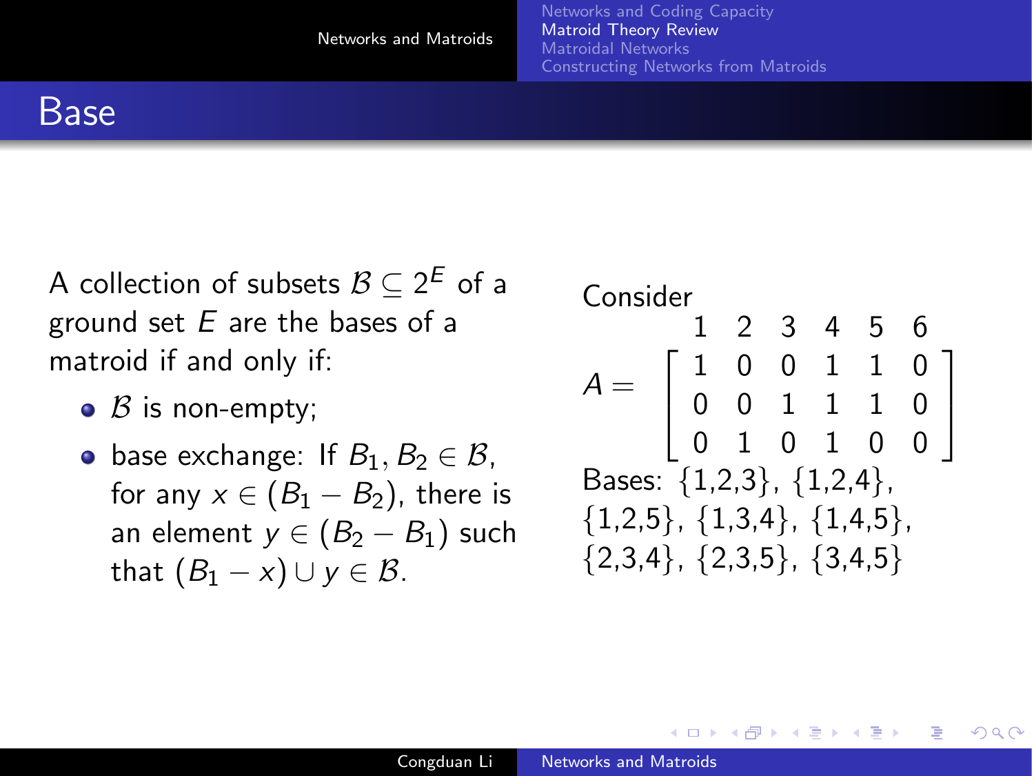# Base

A collection of subsets $\mathcal{B} \subseteq 2^E$ of a ground set $E$ are the bases of a matroid if and only if:

- $\mathcal{B}$ is non-empty;
- base exchange: If $B_1, B_2 \in \mathcal{B}$, for any $x \in (B_1 - B_2)$, there is an element $y \in (B_2 - B_1)$ such that $(B_1 - x) \cup y \in \mathcal{B}$.

Consider

$$A = \begin{array}{c} \begin{matrix} 1 & 2 & 3 & 4 & 5 & 6 \end{matrix} \\ \left[ \begin{matrix} 1 & 0 & 0 & 1 & 1 & 0 \\ 0 & 0 & 1 & 1 & 1 & 0 \\ 0 & 1 & 0 & 1 & 0 & 0 \end{matrix} \right] \end{array}$$

Bases: {1,2,3}, {1,2,4}, {1,2,5}, {1,3,4}, {1,4,5}, {2,3,4}, {2,3,5}, {3,4,5}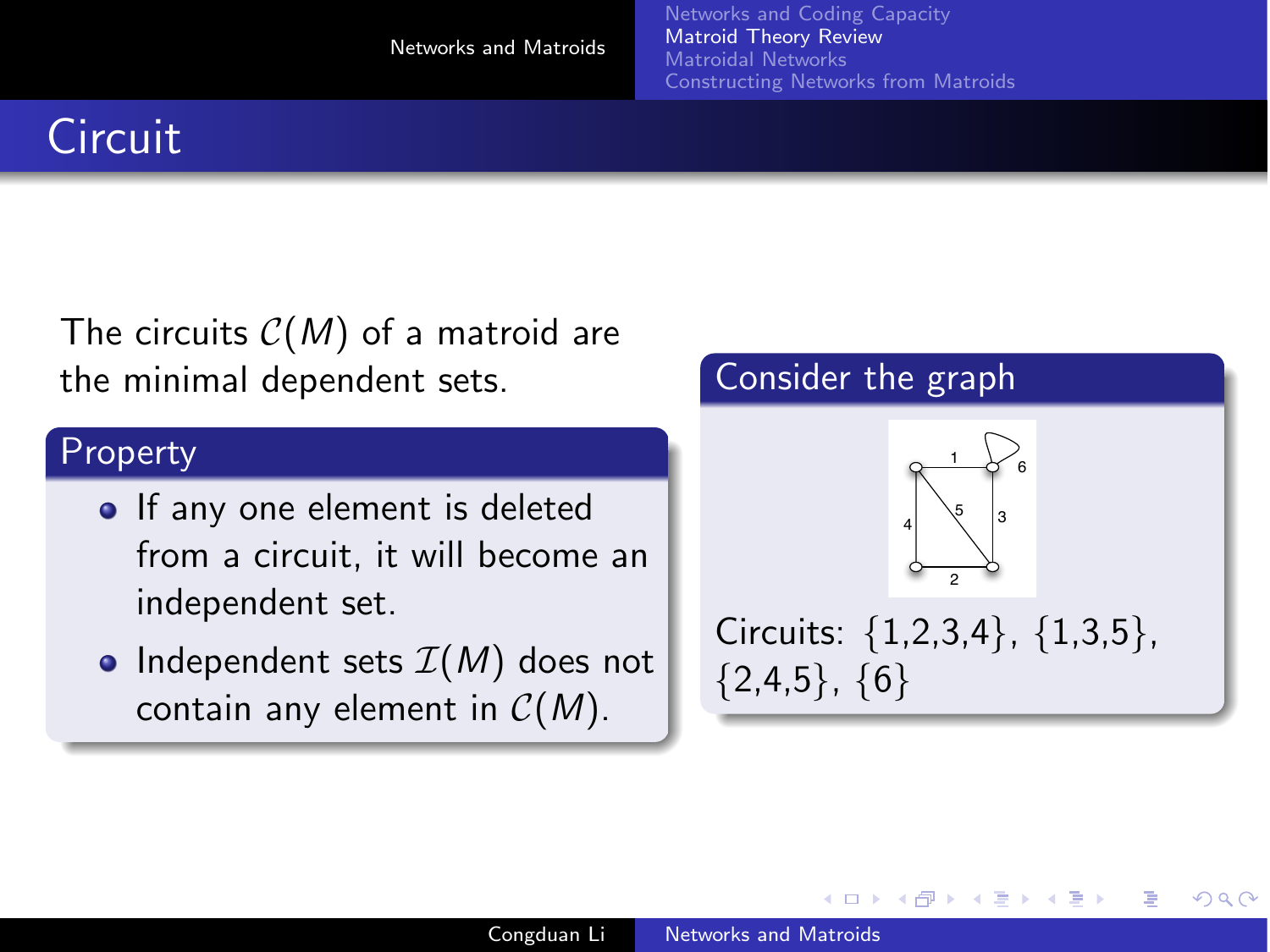# Circuit

The circuits $\mathcal{C}(M)$ of a matroid are the minimal dependent sets.

### Property

- If any one element is deleted from a circuit, it will become an independent set.
- Independent sets $\mathcal{I}(M)$ does not contain any element in $\mathcal{C}(M)$.

### Consider the graph

Circuits: {1,2,3,4}, {1,3,5}, {2,4,5}, {6}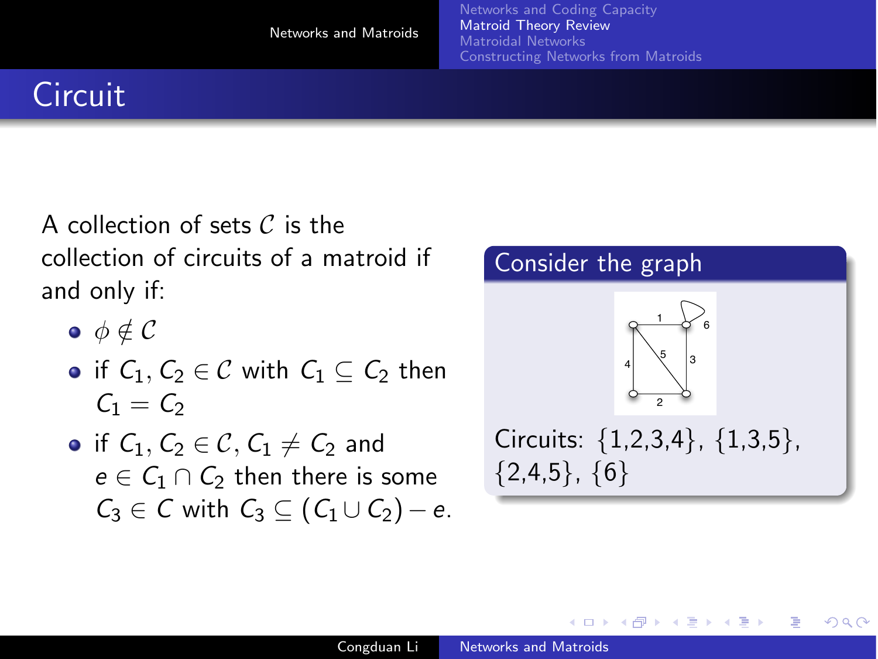# Circuit

A collection of sets $\mathcal{C}$ is the collection of circuits of a matroid if and only if:

- $\phi \notin \mathcal{C}$
- if $C_1, C_2 \in \mathcal{C}$ with $C_1 \subseteq C_2$ then $C_1 = C_2$
- if $C_1, C_2 \in \mathcal{C}$, $C_1 \neq C_2$ and $e \in C_1 \cap C_2$ then there is some $C_3 \in C$ with $C_3 \subseteq (C_1 \cup C_2) - e$.

## Consider the graph

Circuits: {1,2,3,4}, {1,3,5}, {2,4,5}, {6}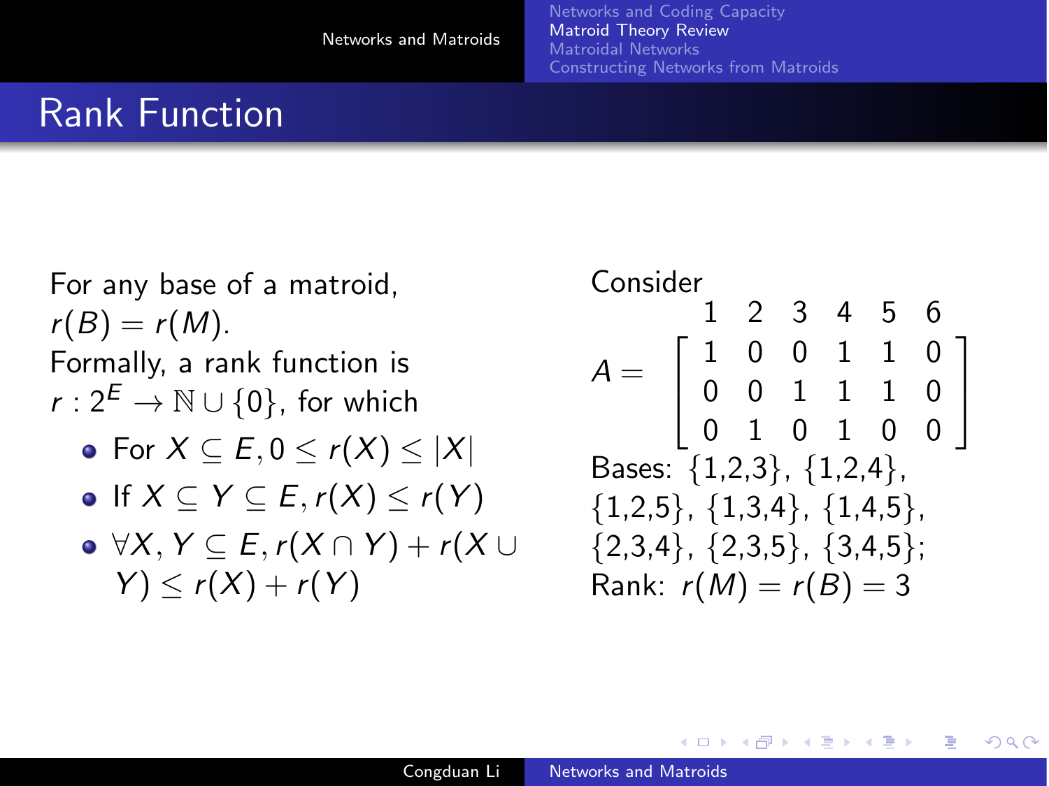# Rank Function

For any base of a matroid, $r(B) = r(M)$.

Formally, a rank function is $r : 2^E \rightarrow \mathbb{N} \cup \{0\}$, for which

- For $X \subseteq E, 0 \leq r(X) \leq |X|$
- If $X \subseteq Y \subseteq E, r(X) \leq r(Y)$
- $\forall X, Y \subseteq E, r(X \cap Y) + r(X \cup Y) \leq r(X) + r(Y)$

Consider

$$
\begin{array}{cc}
 & \begin{array}{cccccc} 1 & 2 & 3 & 4 & 5 & 6 \end{array} \\
A = & \left[ \begin{array}{cccccc} 1 & 0 & 0 & 1 & 1 & 0 \\ 0 & 0 & 1 & 1 & 1 & 0 \\ 0 & 1 & 0 & 1 & 0 & 0 \end{array} \right]
\end{array}
$$

Bases: {1,2,3}, {1,2,4}, {1,2,5}, {1,3,4}, {1,4,5}, {2,3,4}, {2,3,5}, {3,4,5};

Rank: $r(M) = r(B) = 3$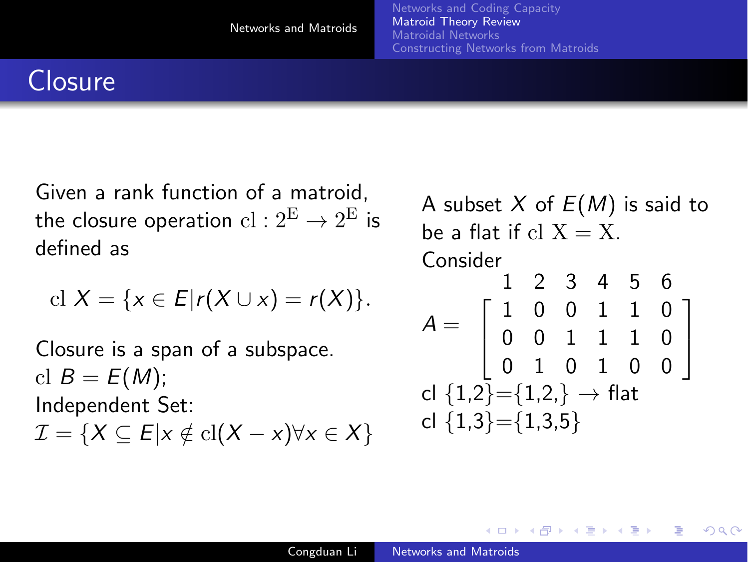# Closure

Given a rank function of a matroid, the closure operation $\mathrm{cl} : 2^{\mathrm{E}} \to 2^{\mathrm{E}}$ is defined as

$$\mathrm{cl}\ X = \{x \in E | r(X \cup x) = r(X)\}.$$

Closure is a span of a subspace.
$\mathrm{cl}\ B = E(M)$;
Independent Set:
$\mathcal{I} = \{X \subseteq E | x \notin \mathrm{cl}(X - x) \forall x \in X\}$

A subset $X$ of $E(M)$ is said to be a flat if $\mathrm{cl}\ \mathrm{X} = \mathrm{X}$.
Consider

$$A = \begin{array}{c} \begin{matrix} 1 & 2 & 3 & 4 & 5 & 6 \end{matrix} \\ \begin{bmatrix} 1 & 0 & 0 & 1 & 1 & 0 \\ 0 & 0 & 1 & 1 & 1 & 0 \\ 0 & 1 & 0 & 1 & 0 & 0 \end{bmatrix} \end{array}$$

cl $\{1,2\}$=$\{1,2,\}$ $\to$ flat
cl $\{1,3\}$=$\{1,3,5\}$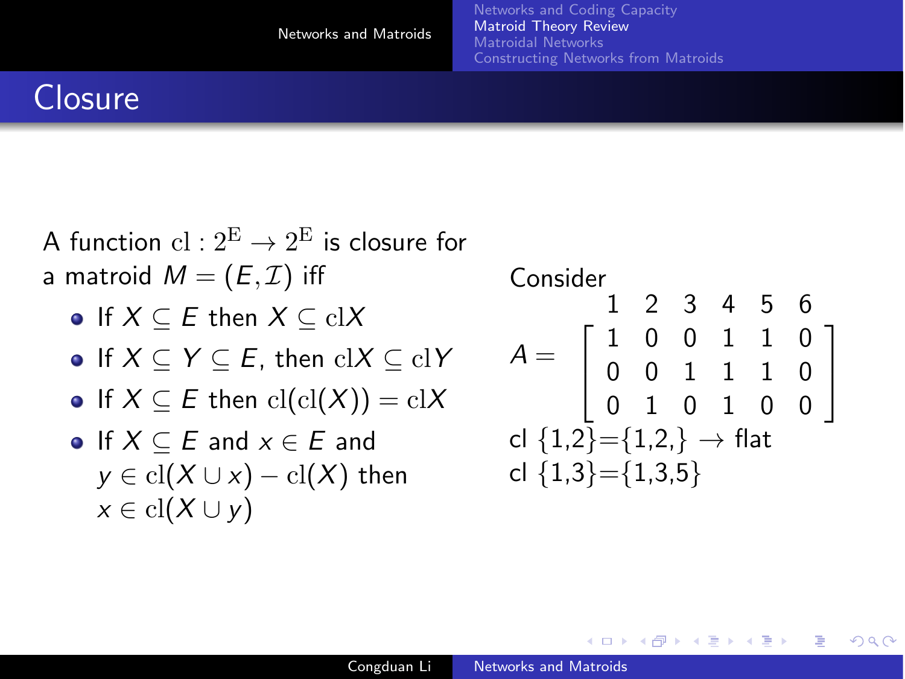# Closure

A function $\mathrm{cl} : 2^{\mathrm{E}} \to 2^{\mathrm{E}}$ is closure for a matroid $M = (E, \mathcal{I})$ iff

- If $X \subseteq E$ then $X \subseteq \mathrm{cl}X$
- If $X \subseteq Y \subseteq E$, then $\mathrm{cl}X \subseteq \mathrm{cl}Y$
- If $X \subseteq E$ then $\mathrm{cl}(\mathrm{cl}(X)) = \mathrm{cl}X$
- If $X \subseteq E$ and $x \in E$ and $y \in \mathrm{cl}(X \cup x) - \mathrm{cl}(X)$ then $x \in \mathrm{cl}(X \cup y)$

Consider

$$
A = \begin{array}{c} \begin{matrix} 1 & 2 & 3 & 4 & 5 & 6 \end{matrix} \\ \begin{bmatrix} 1 & 0 & 0 & 1 & 1 & 0 \\ 0 & 0 & 1 & 1 & 1 & 0 \\ 0 & 1 & 0 & 1 & 0 & 0 \end{bmatrix} \end{array}
$$

cl $\{1,2\}$=$\{1,2,\}$ $\rightarrow$ flat

cl $\{1,3\}$=$\{1,3,5\}$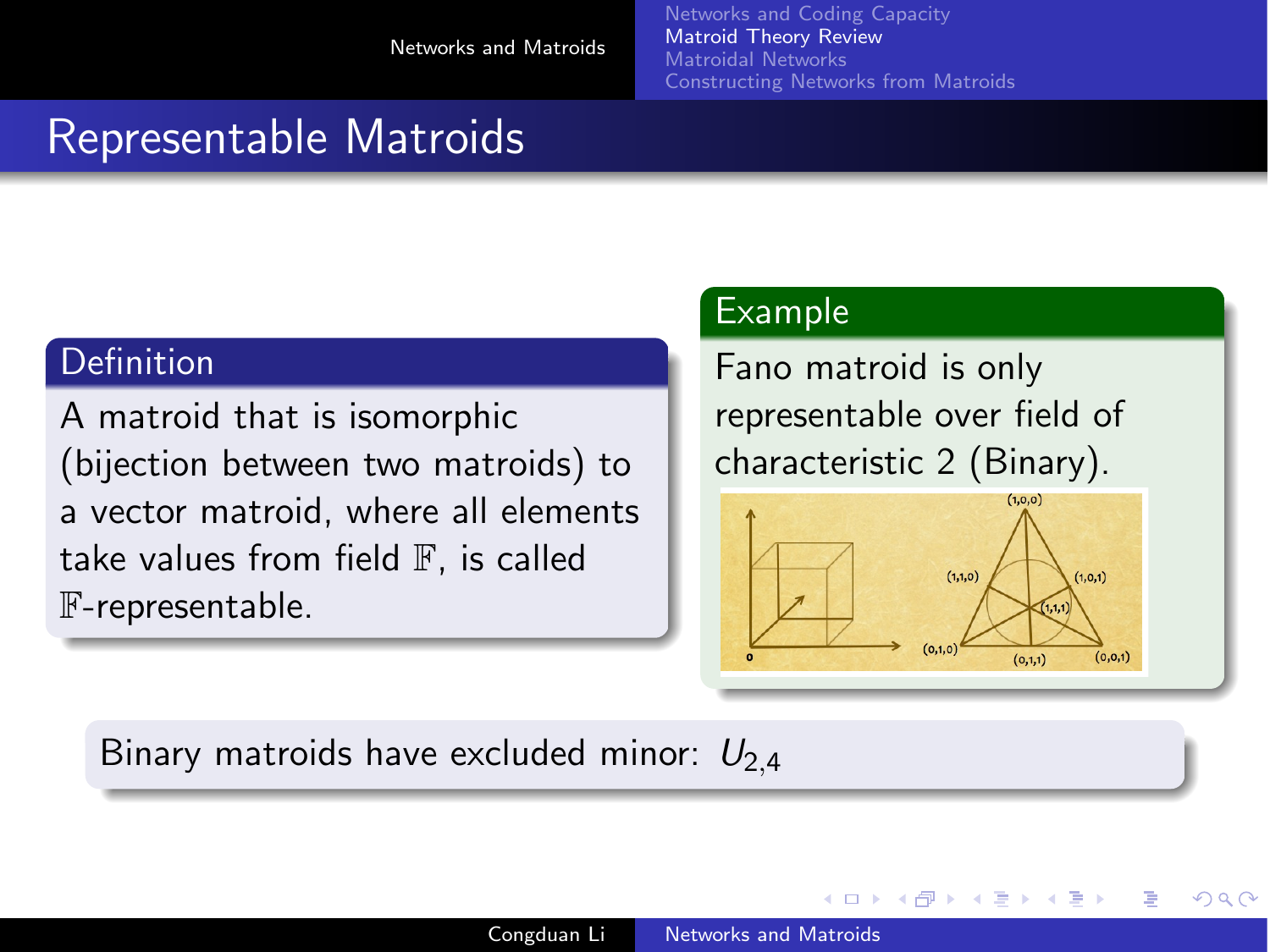# Representable Matroids

**Definition**

A matroid that is isomorphic (bijection between two matroids) to a vector matroid, where all elements take values from field $\mathbb{F}$, is called $\mathbb{F}$-representable.

**Example**

Fano matroid is only representable over field of characteristic 2 (Binary).

Binary matroids have excluded minor: $U_{2,4}$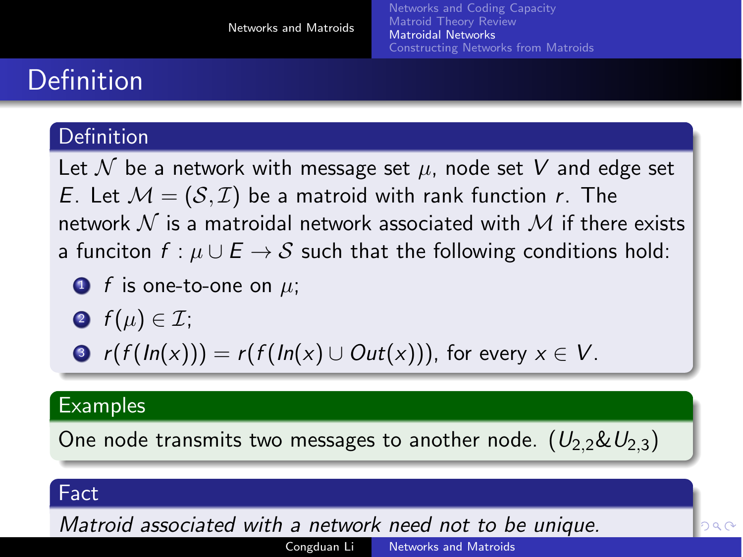# Definition

## Definition

Let $\mathcal{N}$ be a network with message set $\mu$, node set $V$ and edge set $E$. Let $\mathcal{M} = (\mathcal{S}, \mathcal{I})$ be a matroid with rank function $r$. The network $\mathcal{N}$ is a matroidal network associated with $\mathcal{M}$ if there exists a funciton $f : \mu \cup E \rightarrow \mathcal{S}$ such that the following conditions hold:

1. $f$ is one-to-one on $\mu$;
2. $f(\mu) \in \mathcal{I}$;
3. $r(f(In(x))) = r(f(In(x) \cup Out(x)))$, for every $x \in V$.

## Examples

One node transmits two messages to another node. ($U_{2,2}$&$U_{2,3}$)

## Fact

*Matroid associated with a network need not to be unique.*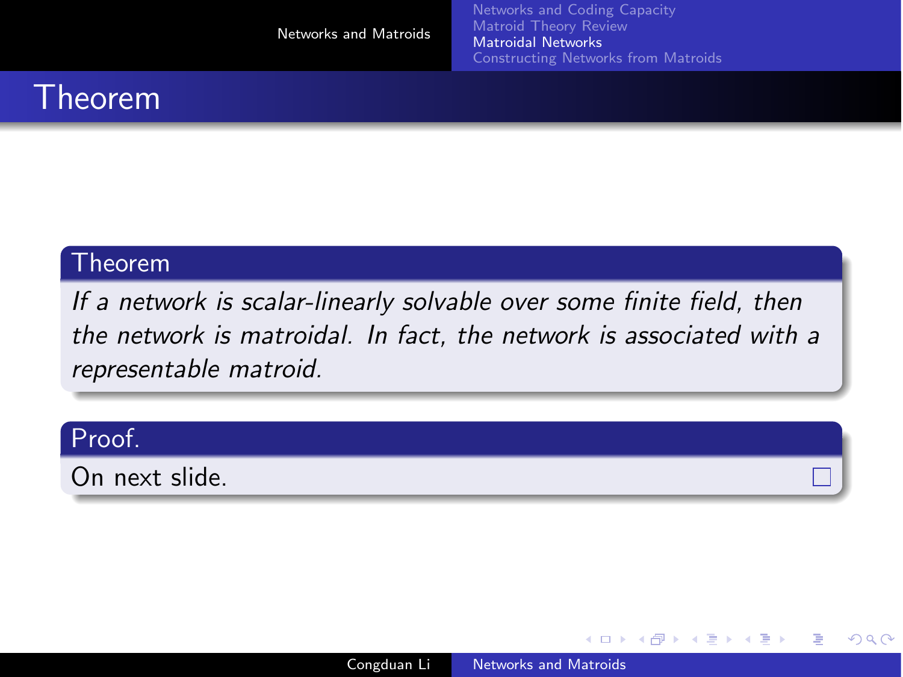# Theorem

**Theorem**

*If a network is scalar-linearly solvable over some finite field, then the network is matroidal. In fact, the network is associated with a representable matroid.*

**Proof.**

On next slide. □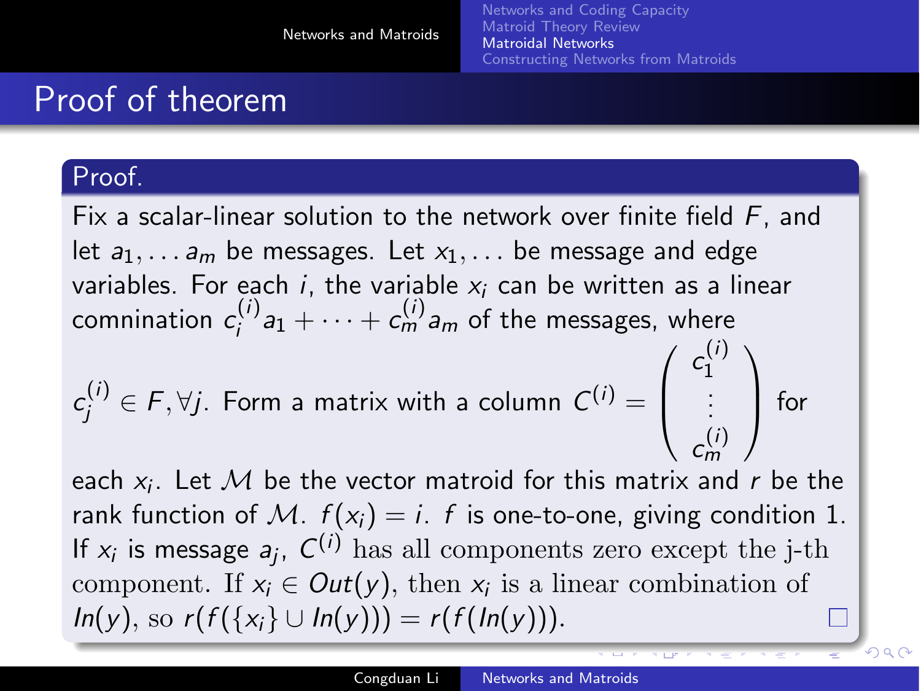# Proof of theorem

**Proof.**

Fix a scalar-linear solution to the network over finite field $F$, and let $a_1, \dots a_m$ be messages. Let $x_1, \dots$ be message and edge variables. For each $i$, the variable $x_i$ can be written as a linear comnination $c_i^{(i)} a_1 + \cdots + c_m^{(i)} a_m$ of the messages, where $c_j^{(i)} \in F, \forall j$. Form a matrix with a column $C^{(i)} = \begin{pmatrix} c_1^{(i)} \\ \vdots \\ c_m^{(i)} \end{pmatrix}$ for each $x_i$. Let $\mathcal{M}$ be the vector matroid for this matrix and $r$ be the rank function of $\mathcal{M}$. $f(x_i) = i$. $f$ is one-to-one, giving condition 1. If $x_i$ is message $a_j$, $C^{(i)}$ has all components zero except the j-th component. If $x_i \in Out(y)$, then $x_i$ is a linear combination of $In(y)$, so $r(f(\{x_i\} \cup In(y))) = r(f(In(y)))$. □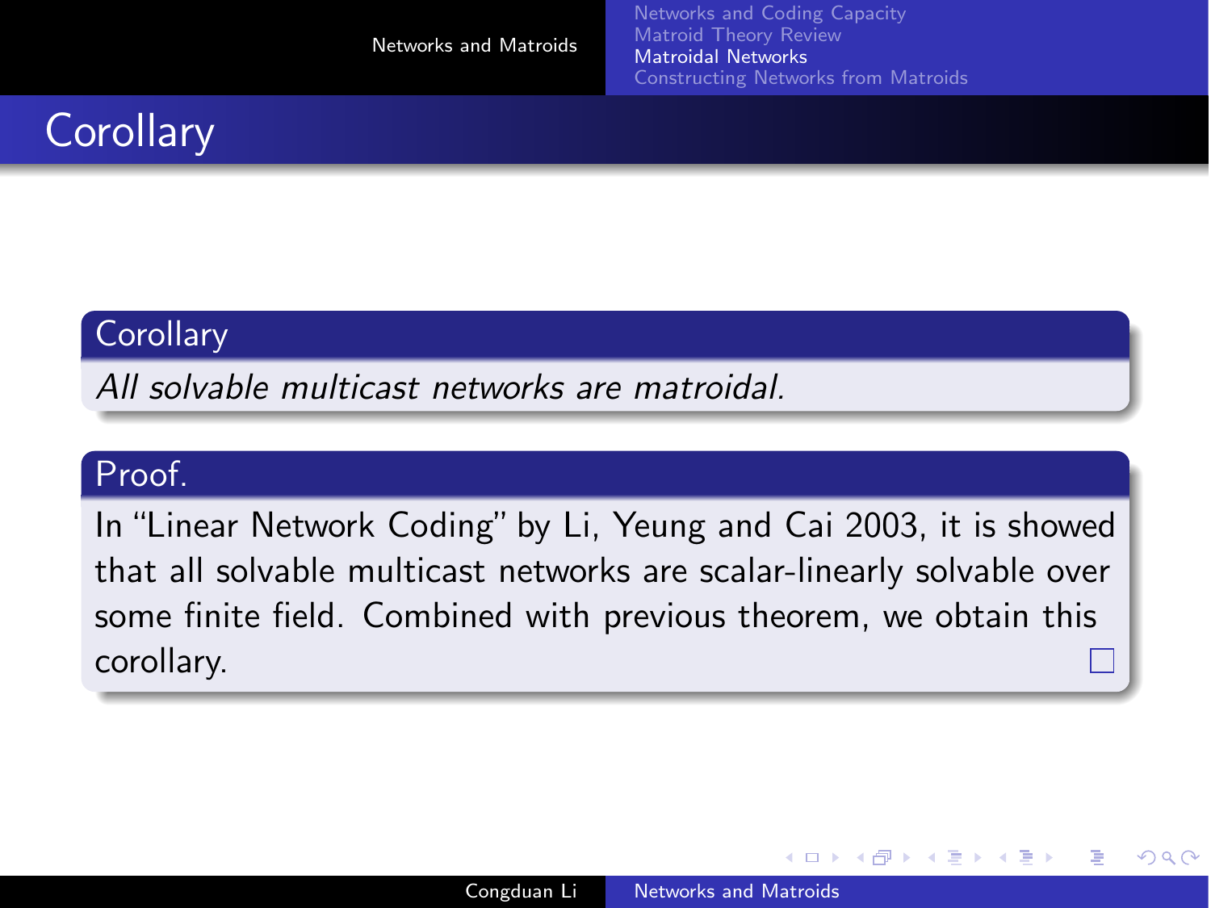# Corollary

**Corollary**

*All solvable multicast networks are matroidal.*

**Proof.**

In "Linear Network Coding" by Li, Yeung and Cai 2003, it is showed that all solvable multicast networks are scalar-linearly solvable over some finite field. Combined with previous theorem, we obtain this corollary. □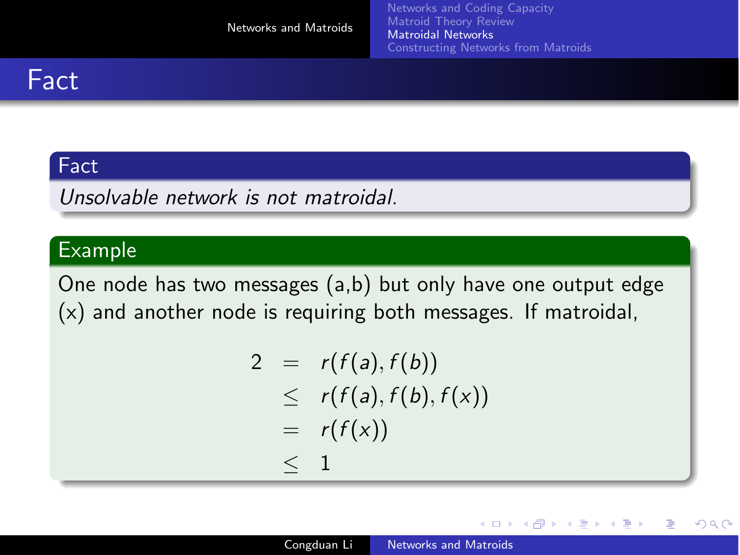# Fact

**Fact**

*Unsolvable network is not matroidal.*

**Example**

One node has two messages (a,b) but only have one output edge (x) and another node is requiring both messages. If matroidal,

$$
\begin{aligned}
2 &= r(f(a), f(b)) \\
&\leq r(f(a), f(b), f(x)) \\
&= r(f(x)) \\
&\leq 1
\end{aligned}
$$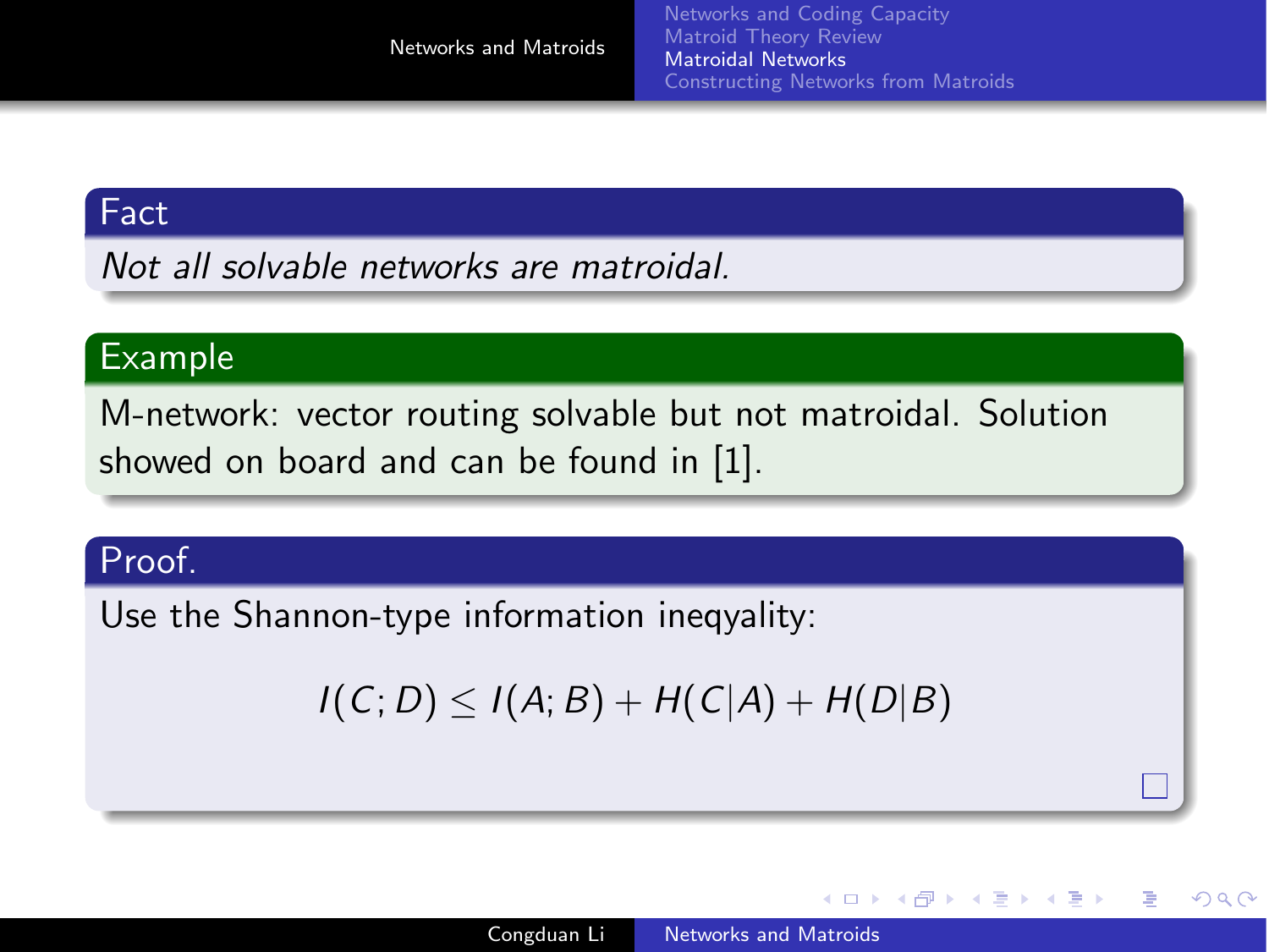**Fact**

*Not all solvable networks are matroidal.*

**Example**

M-network: vector routing solvable but not matroidal. Solution showed on board and can be found in [1].

**Proof.**

Use the Shannon-type information ineqyality:

$$I(C;D) \leq I(A;B) + H(C|A) + H(D|B)$$

□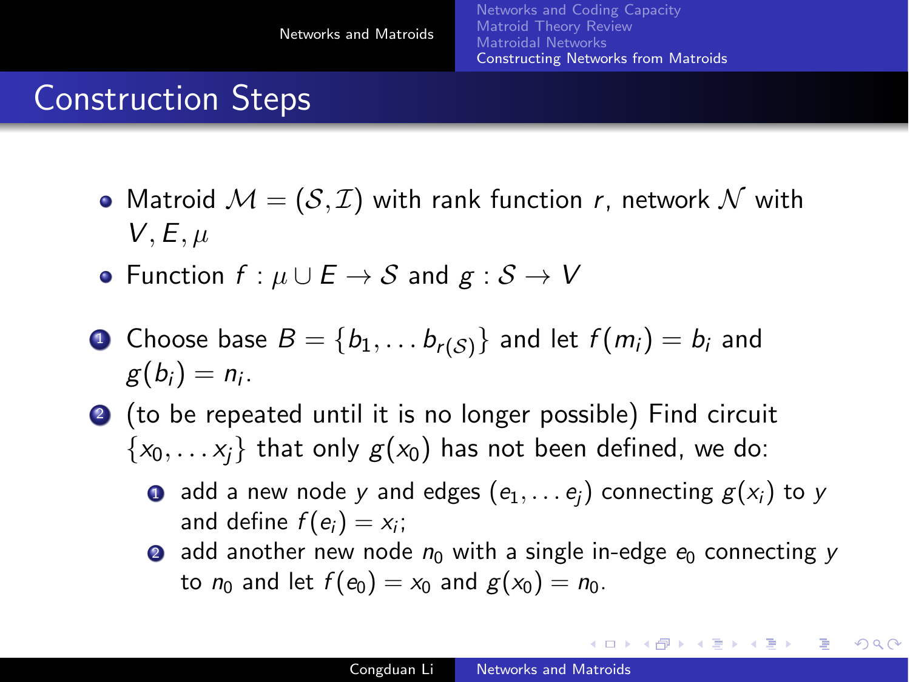## Construction Steps

- Matroid $\mathcal{M} = (\mathcal{S}, \mathcal{I})$ with rank function $r$, network $\mathcal{N}$ with $V, E, \mu$
- Function $f : \mu \cup E \to \mathcal{S}$ and $g : \mathcal{S} \to V$

1. Choose base $B = \{b_1, \dots b_{r(\mathcal{S})}\}$ and let $f(m_i) = b_i$ and $g(b_i) = n_i$.
2. (to be repeated until it is no longer possible) Find circuit $\{x_0, \dots x_j\}$ that only $g(x_0)$ has not been defined, we do:
   1. add a new node $y$ and edges $(e_1, \dots e_j)$ connecting $g(x_i)$ to $y$ and define $f(e_i) = x_i$;
   2. add another new node $n_0$ with a single in-edge $e_0$ connecting $y$ to $n_0$ and let $f(e_0) = x_0$ and $g(x_0) = n_0$.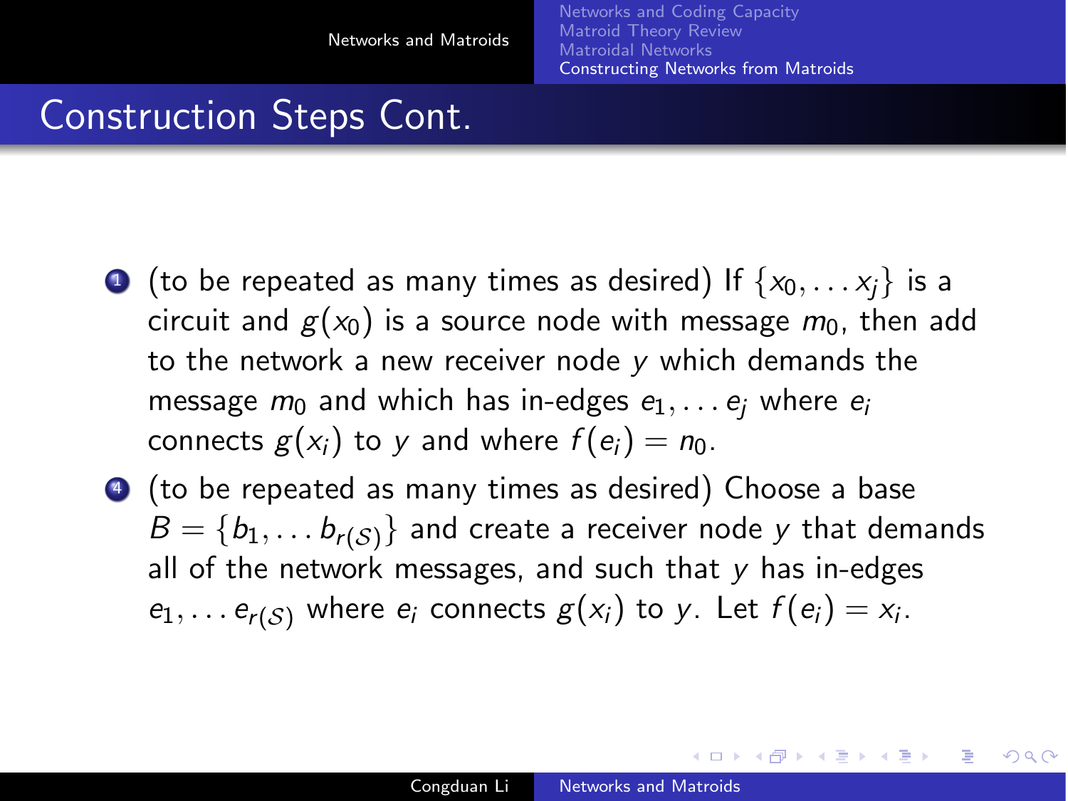## Construction Steps Cont.

3. (to be repeated as many times as desired) If $\{x_0, \dots x_j\}$ is a circuit and $g(x_0)$ is a source node with message $m_0$, then add to the network a new receiver node $y$ which demands the message $m_0$ and which has in-edges $e_1, \dots e_j$ where $e_i$ connects $g(x_i)$ to $y$ and where $f(e_i) = n_0$.
4. (to be repeated as many times as desired) Choose a base $B = \{b_1, \dots b_{r(\mathcal{S})}\}$ and create a receiver node $y$ that demands all of the network messages, and such that $y$ has in-edges $e_1, \dots e_{r(\mathcal{S})}$ where $e_i$ connects $g(x_i)$ to $y$. Let $f(e_i) = x_i$.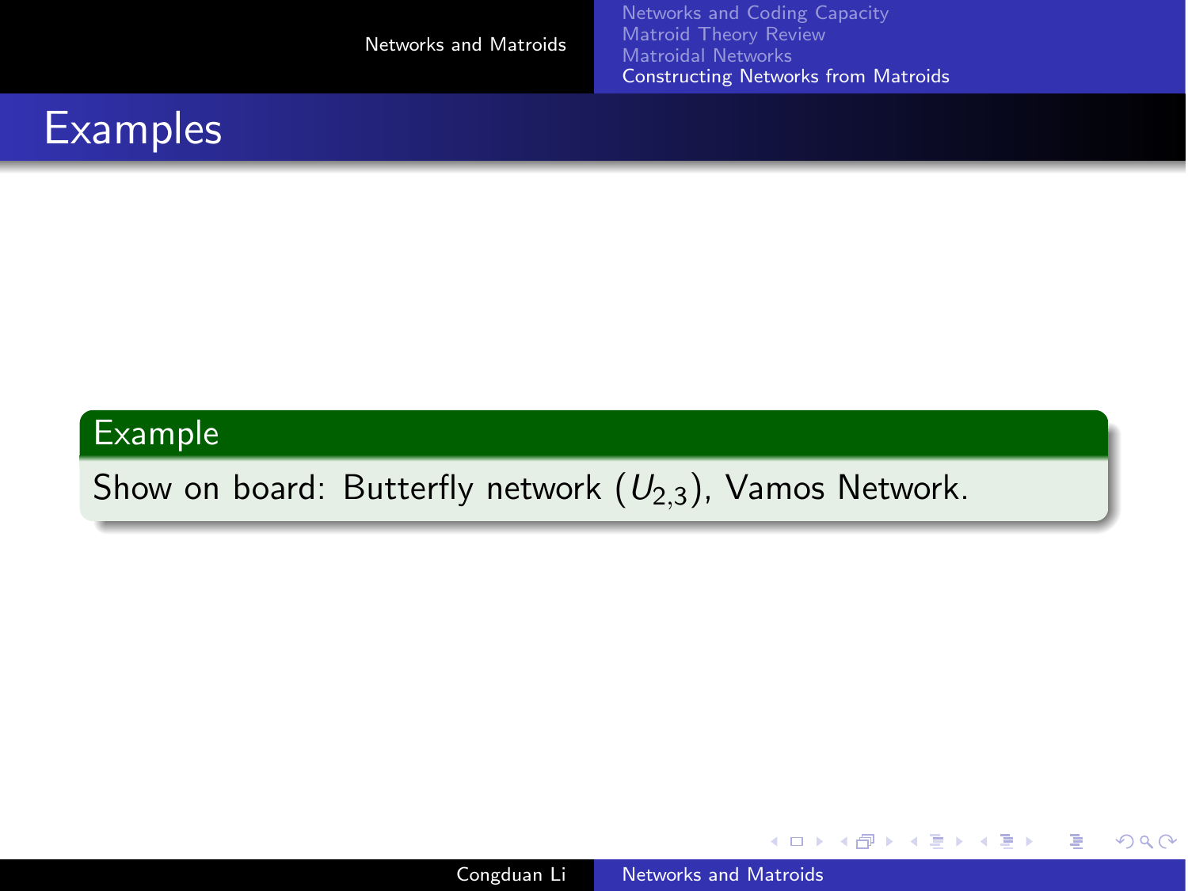## Examples

**Example**

Show on board: Butterfly network ($U_{2,3}$), Vamos Network.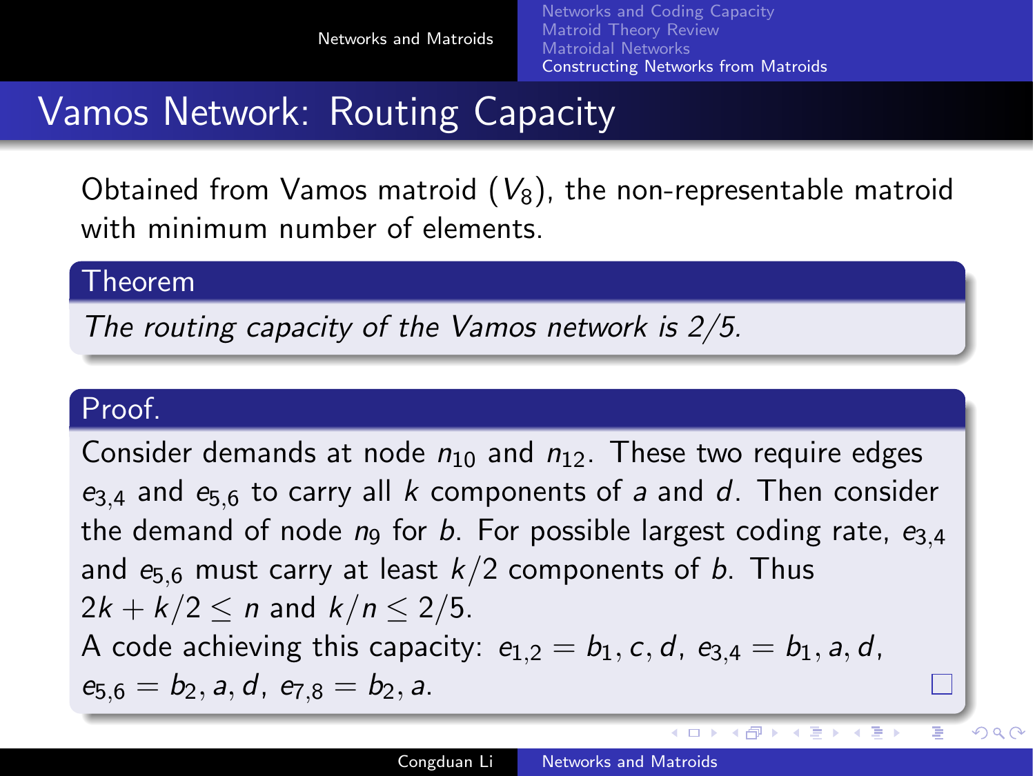# Vamos Network: Routing Capacity

Obtained from Vamos matroid ($V_8$), the non-representable matroid with minimum number of elements.

**Theorem**

*The routing capacity of the Vamos network is 2/5.*

**Proof.**

Consider demands at node $n_{10}$ and $n_{12}$. These two require edges $e_{3,4}$ and $e_{5,6}$ to carry all $k$ components of $a$ and $d$. Then consider the demand of node $n_9$ for $b$. For possible largest coding rate, $e_{3,4}$ and $e_{5,6}$ must carry at least $k/2$ components of $b$. Thus $2k + k/2 \leq n$ and $k/n \leq 2/5$.

A code achieving this capacity: $e_{1,2} = b_1, c, d$, $e_{3,4} = b_1, a, d$, $e_{5,6} = b_2, a, d$, $e_{7,8} = b_2, a$. □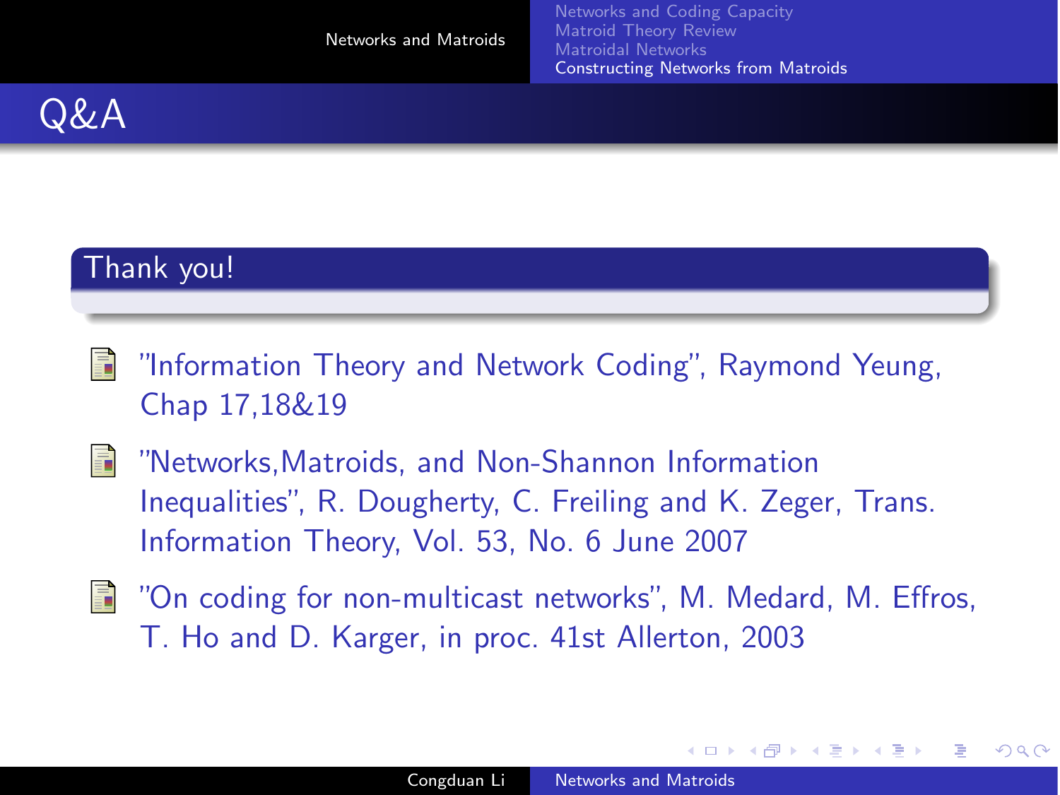# Q&A

## Thank you!

- "Information Theory and Network Coding", Raymond Yeung, Chap 17,18&19
- "Networks,Matroids, and Non-Shannon Information Inequalities", R. Dougherty, C. Freiling and K. Zeger, Trans. Information Theory, Vol. 53, No. 6 June 2007
- "On coding for non-multicast networks", M. Medard, M. Effros, T. Ho and D. Karger, in proc. 41st Allerton, 2003